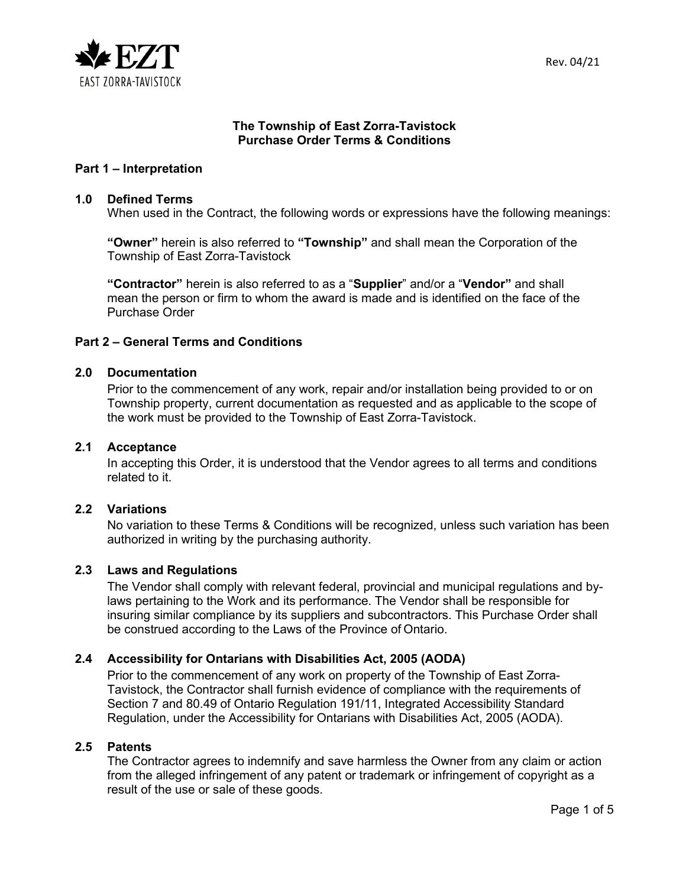# The Township of East Zorra-Tavistock
# Purchase Order Terms & Conditions

## Part 1 – Interpretation

### 1.0 Defined Terms

When used in the Contract, the following words or expressions have the following meanings:

**"Owner"** herein is also referred to **"Township"** and shall mean the Corporation of the Township of East Zorra-Tavistock

**"Contractor"** herein is also referred to as a "**Supplier**" and/or a "**Vendor"** and shall mean the person or firm to whom the award is made and is identified on the face of the Purchase Order

## Part 2 – General Terms and Conditions

### 2.0 Documentation

Prior to the commencement of any work, repair and/or installation being provided to or on Township property, current documentation as requested and as applicable to the scope of the work must be provided to the Township of East Zorra-Tavistock.

### 2.1 Acceptance

In accepting this Order, it is understood that the Vendor agrees to all terms and conditions related to it.

### 2.2 Variations

No variation to these Terms & Conditions will be recognized, unless such variation has been authorized in writing by the purchasing authority.

### 2.3 Laws and Regulations

The Vendor shall comply with relevant federal, provincial and municipal regulations and by-laws pertaining to the Work and its performance. The Vendor shall be responsible for insuring similar compliance by its suppliers and subcontractors. This Purchase Order shall be construed according to the Laws of the Province of Ontario.

### 2.4 Accessibility for Ontarians with Disabilities Act, 2005 (AODA)

Prior to the commencement of any work on property of the Township of East Zorra-Tavistock, the Contractor shall furnish evidence of compliance with the requirements of Section 7 and 80.49 of Ontario Regulation 191/11, Integrated Accessibility Standard Regulation, under the Accessibility for Ontarians with Disabilities Act, 2005 (AODA).

### 2.5 Patents

The Contractor agrees to indemnify and save harmless the Owner from any claim or action from the alleged infringement of any patent or trademark or infringement of copyright as a result of the use or sale of these goods.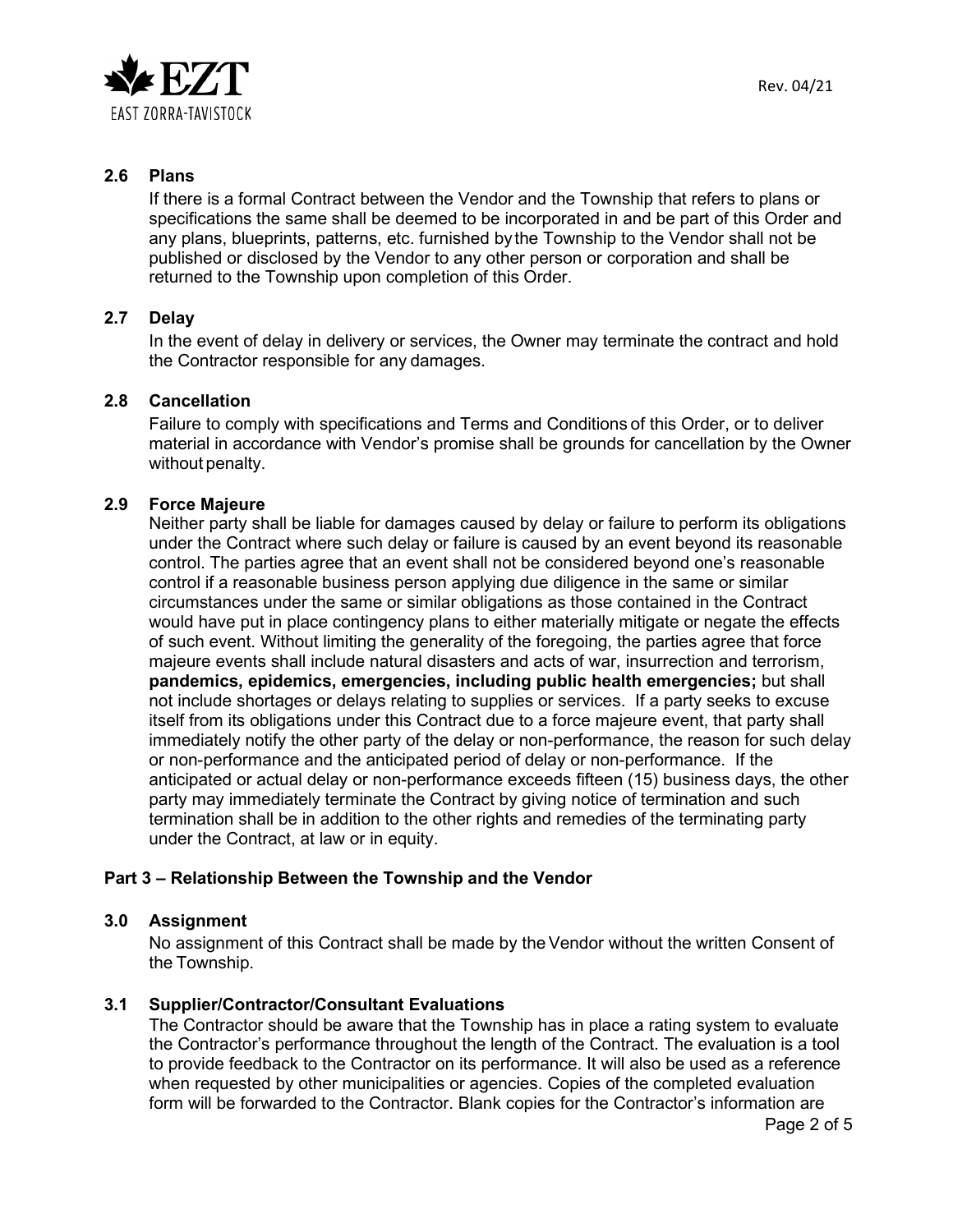### 2.6 Plans

If there is a formal Contract between the Vendor and the Township that refers to plans or specifications the same shall be deemed to be incorporated in and be part of this Order and any plans, blueprints, patterns, etc. furnished by the Township to the Vendor shall not be published or disclosed by the Vendor to any other person or corporation and shall be returned to the Township upon completion of this Order.

### 2.7 Delay

In the event of delay in delivery or services, the Owner may terminate the contract and hold the Contractor responsible for any damages.

### 2.8 Cancellation

Failure to comply with specifications and Terms and Conditions of this Order, or to deliver material in accordance with Vendor's promise shall be grounds for cancellation by the Owner without penalty.

### 2.9 Force Majeure

Neither party shall be liable for damages caused by delay or failure to perform its obligations under the Contract where such delay or failure is caused by an event beyond its reasonable control. The parties agree that an event shall not be considered beyond one's reasonable control if a reasonable business person applying due diligence in the same or similar circumstances under the same or similar obligations as those contained in the Contract would have put in place contingency plans to either materially mitigate or negate the effects of such event. Without limiting the generality of the foregoing, the parties agree that force majeure events shall include natural disasters and acts of war, insurrection and terrorism, **pandemics, epidemics, emergencies, including public health emergencies;** but shall not include shortages or delays relating to supplies or services. If a party seeks to excuse itself from its obligations under this Contract due to a force majeure event, that party shall immediately notify the other party of the delay or non-performance, the reason for such delay or non-performance and the anticipated period of delay or non-performance. If the anticipated or actual delay or non-performance exceeds fifteen (15) business days, the other party may immediately terminate the Contract by giving notice of termination and such termination shall be in addition to the other rights and remedies of the terminating party under the Contract, at law or in equity.

## Part 3 – Relationship Between the Township and the Vendor

### 3.0 Assignment

No assignment of this Contract shall be made by the Vendor without the written Consent of the Township.

### 3.1 Supplier/Contractor/Consultant Evaluations

The Contractor should be aware that the Township has in place a rating system to evaluate the Contractor's performance throughout the length of the Contract. The evaluation is a tool to provide feedback to the Contractor on its performance. It will also be used as a reference when requested by other municipalities or agencies. Copies of the completed evaluation form will be forwarded to the Contractor. Blank copies for the Contractor's information are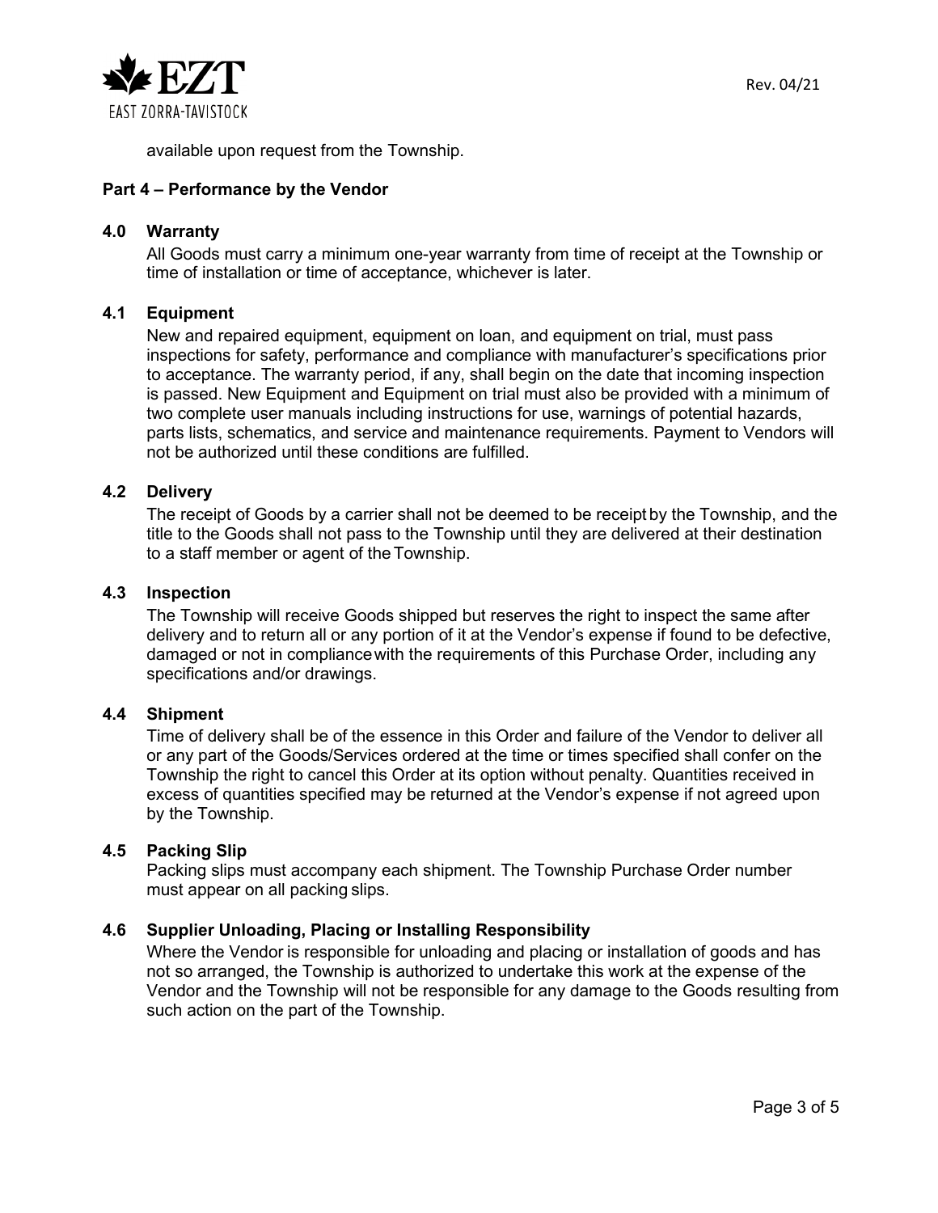available upon request from the Township.

## Part 4 – Performance by the Vendor

### 4.0 Warranty

All Goods must carry a minimum one-year warranty from time of receipt at the Township or time of installation or time of acceptance, whichever is later.

### 4.1 Equipment

New and repaired equipment, equipment on loan, and equipment on trial, must pass inspections for safety, performance and compliance with manufacturer's specifications prior to acceptance. The warranty period, if any, shall begin on the date that incoming inspection is passed. New Equipment and Equipment on trial must also be provided with a minimum of two complete user manuals including instructions for use, warnings of potential hazards, parts lists, schematics, and service and maintenance requirements. Payment to Vendors will not be authorized until these conditions are fulfilled.

### 4.2 Delivery

The receipt of Goods by a carrier shall not be deemed to be receipt by the Township, and the title to the Goods shall not pass to the Township until they are delivered at their destination to a staff member or agent of the Township.

### 4.3 Inspection

The Township will receive Goods shipped but reserves the right to inspect the same after delivery and to return all or any portion of it at the Vendor's expense if found to be defective, damaged or not in compliance with the requirements of this Purchase Order, including any specifications and/or drawings.

### 4.4 Shipment

Time of delivery shall be of the essence in this Order and failure of the Vendor to deliver all or any part of the Goods/Services ordered at the time or times specified shall confer on the Township the right to cancel this Order at its option without penalty. Quantities received in excess of quantities specified may be returned at the Vendor's expense if not agreed upon by the Township.

### 4.5 Packing Slip

Packing slips must accompany each shipment. The Township Purchase Order number must appear on all packing slips.

### 4.6 Supplier Unloading, Placing or Installing Responsibility

Where the Vendor is responsible for unloading and placing or installation of goods and has not so arranged, the Township is authorized to undertake this work at the expense of the Vendor and the Township will not be responsible for any damage to the Goods resulting from such action on the part of the Township.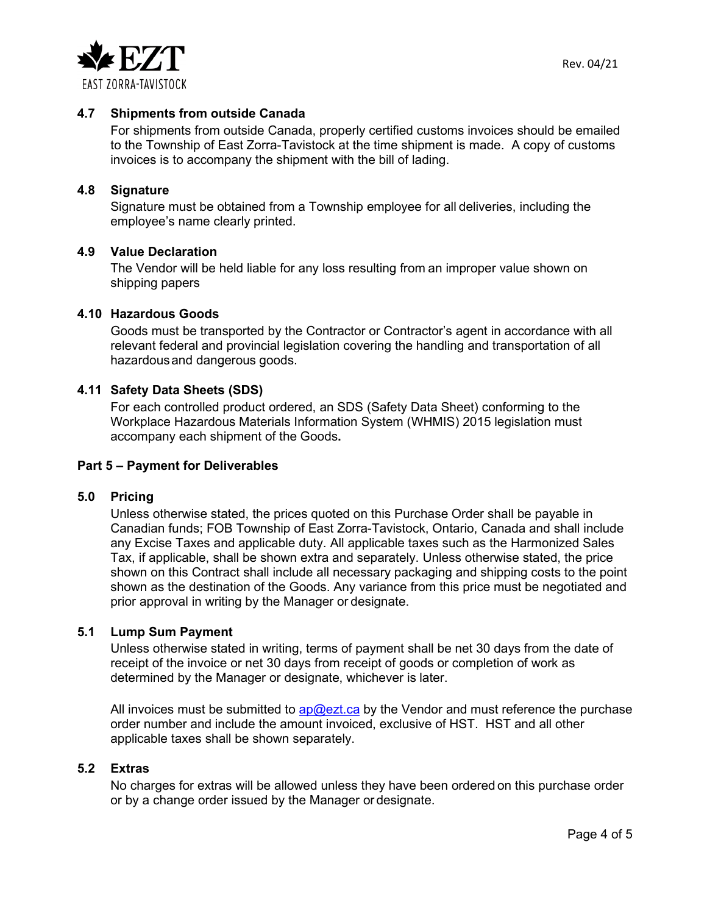### 4.7 Shipments from outside Canada

For shipments from outside Canada, properly certified customs invoices should be emailed to the Township of East Zorra-Tavistock at the time shipment is made. A copy of customs invoices is to accompany the shipment with the bill of lading.

### 4.8 Signature

Signature must be obtained from a Township employee for all deliveries, including the employee's name clearly printed.

### 4.9 Value Declaration

The Vendor will be held liable for any loss resulting from an improper value shown on shipping papers

### 4.10 Hazardous Goods

Goods must be transported by the Contractor or Contractor's agent in accordance with all relevant federal and provincial legislation covering the handling and transportation of all hazardous and dangerous goods.

### 4.11 Safety Data Sheets (SDS)

For each controlled product ordered, an SDS (Safety Data Sheet) conforming to the Workplace Hazardous Materials Information System (WHMIS) 2015 legislation must accompany each shipment of the Goods**.**

## Part 5 – Payment for Deliverables

### 5.0 Pricing

Unless otherwise stated, the prices quoted on this Purchase Order shall be payable in Canadian funds; FOB Township of East Zorra-Tavistock, Ontario, Canada and shall include any Excise Taxes and applicable duty. All applicable taxes such as the Harmonized Sales Tax, if applicable, shall be shown extra and separately. Unless otherwise stated, the price shown on this Contract shall include all necessary packaging and shipping costs to the point shown as the destination of the Goods. Any variance from this price must be negotiated and prior approval in writing by the Manager or designate.

### 5.1 Lump Sum Payment

Unless otherwise stated in writing, terms of payment shall be net 30 days from the date of receipt of the invoice or net 30 days from receipt of goods or completion of work as determined by the Manager or designate, whichever is later.

All invoices must be submitted to ap@ezt.ca by the Vendor and must reference the purchase order number and include the amount invoiced, exclusive of HST. HST and all other applicable taxes shall be shown separately.

### 5.2 Extras

No charges for extras will be allowed unless they have been ordered on this purchase order or by a change order issued by the Manager or designate.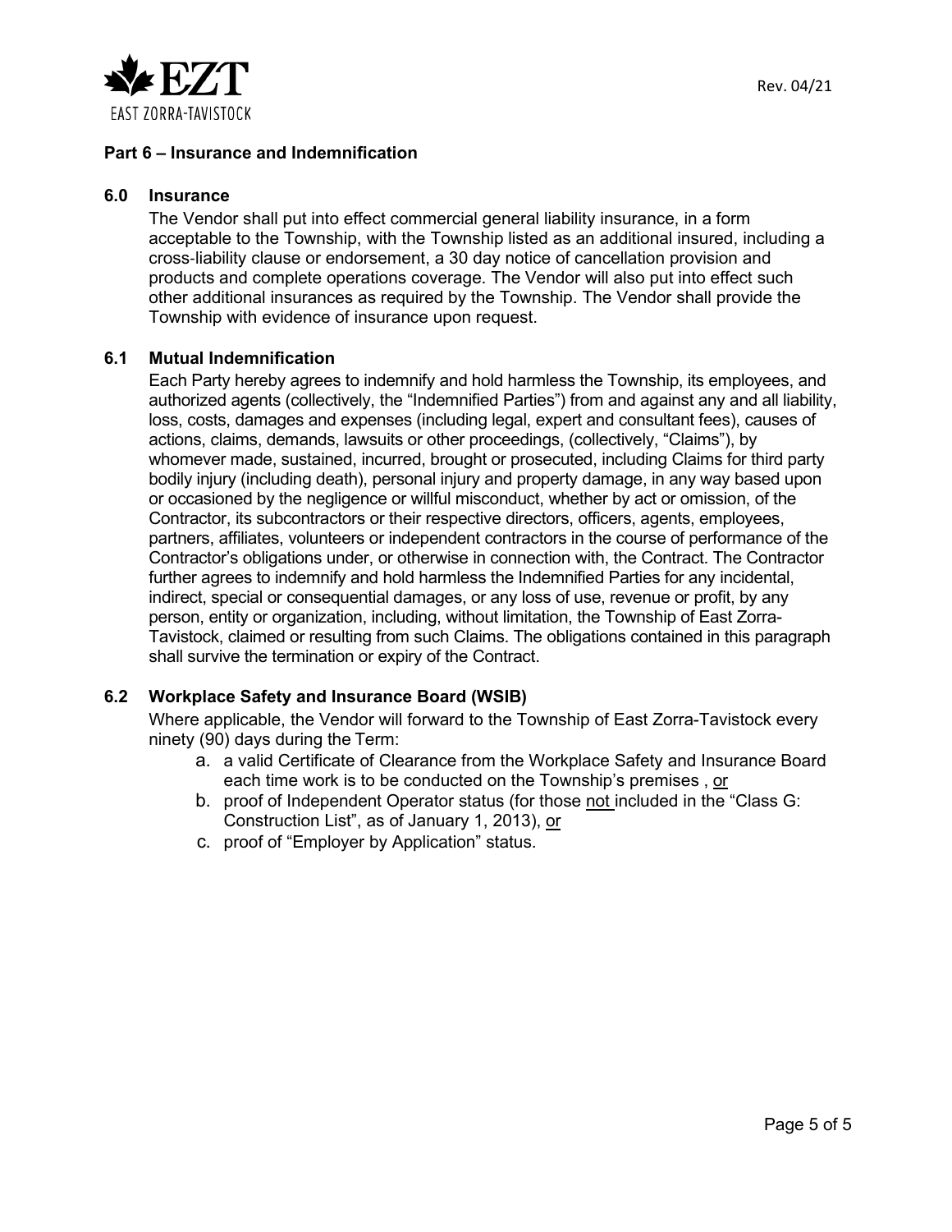## Part 6 – Insurance and Indemnification

### 6.0 Insurance

The Vendor shall put into effect commercial general liability insurance, in a form acceptable to the Township, with the Township listed as an additional insured, including a cross-liability clause or endorsement, a 30 day notice of cancellation provision and products and complete operations coverage. The Vendor will also put into effect such other additional insurances as required by the Township. The Vendor shall provide the Township with evidence of insurance upon request.

### 6.1 Mutual Indemnification

Each Party hereby agrees to indemnify and hold harmless the Township, its employees, and authorized agents (collectively, the "Indemnified Parties") from and against any and all liability, loss, costs, damages and expenses (including legal, expert and consultant fees), causes of actions, claims, demands, lawsuits or other proceedings, (collectively, "Claims"), by whomever made, sustained, incurred, brought or prosecuted, including Claims for third party bodily injury (including death), personal injury and property damage, in any way based upon or occasioned by the negligence or willful misconduct, whether by act or omission, of the Contractor, its subcontractors or their respective directors, officers, agents, employees, partners, affiliates, volunteers or independent contractors in the course of performance of the Contractor's obligations under, or otherwise in connection with, the Contract. The Contractor further agrees to indemnify and hold harmless the Indemnified Parties for any incidental, indirect, special or consequential damages, or any loss of use, revenue or profit, by any person, entity or organization, including, without limitation, the Township of East Zorra-Tavistock, claimed or resulting from such Claims. The obligations contained in this paragraph shall survive the termination or expiry of the Contract.

### 6.2 Workplace Safety and Insurance Board (WSIB)

Where applicable, the Vendor will forward to the Township of East Zorra-Tavistock every ninety (90) days during the Term:

a. a valid Certificate of Clearance from the Workplace Safety and Insurance Board each time work is to be conducted on the Township's premises , <u>or</u>
b. proof of Independent Operator status (for those <u>not</u> included in the "Class G: Construction List", as of January 1, 2013), <u>or</u>
c. proof of "Employer by Application" status.